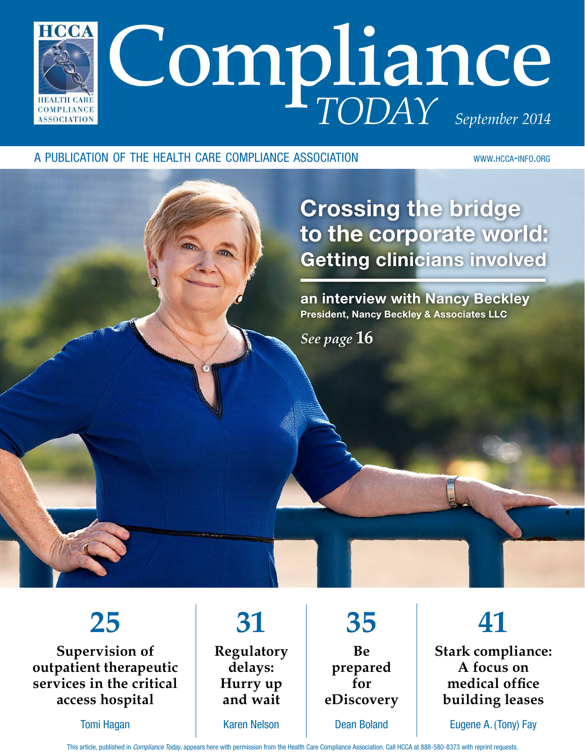# Compliance *TODAY*

HCCA HEALTH CARE COMPLIANCE ASSOCIATION

*September 2014*

A PUBLICATION OF THE HEALTH CARE COMPLIANCE ASSOCIATION

WWW.HCCA-INFO.ORG

## Crossing the bridge to the corporate world: Getting clinicians involved

**an interview with Nancy Beckley**
**President, Nancy Beckley & Associates LLC**

*See page* **16**

**25**
**Supervision of outpatient therapeutic services in the critical access hospital**
Tomi Hagan

**31**
**Regulatory delays: Hurry up and wait**
Karen Nelson

**35**
**Be prepared for eDiscovery**
Dean Boland

**41**
**Stark compliance: A focus on medical office building leases**
Eugene A. (Tony) Fay

This article, published in *Compliance Today*, appears here with permission from the Health Care Compliance Association. Call HCCA at 888-580-8373 with reprint requests.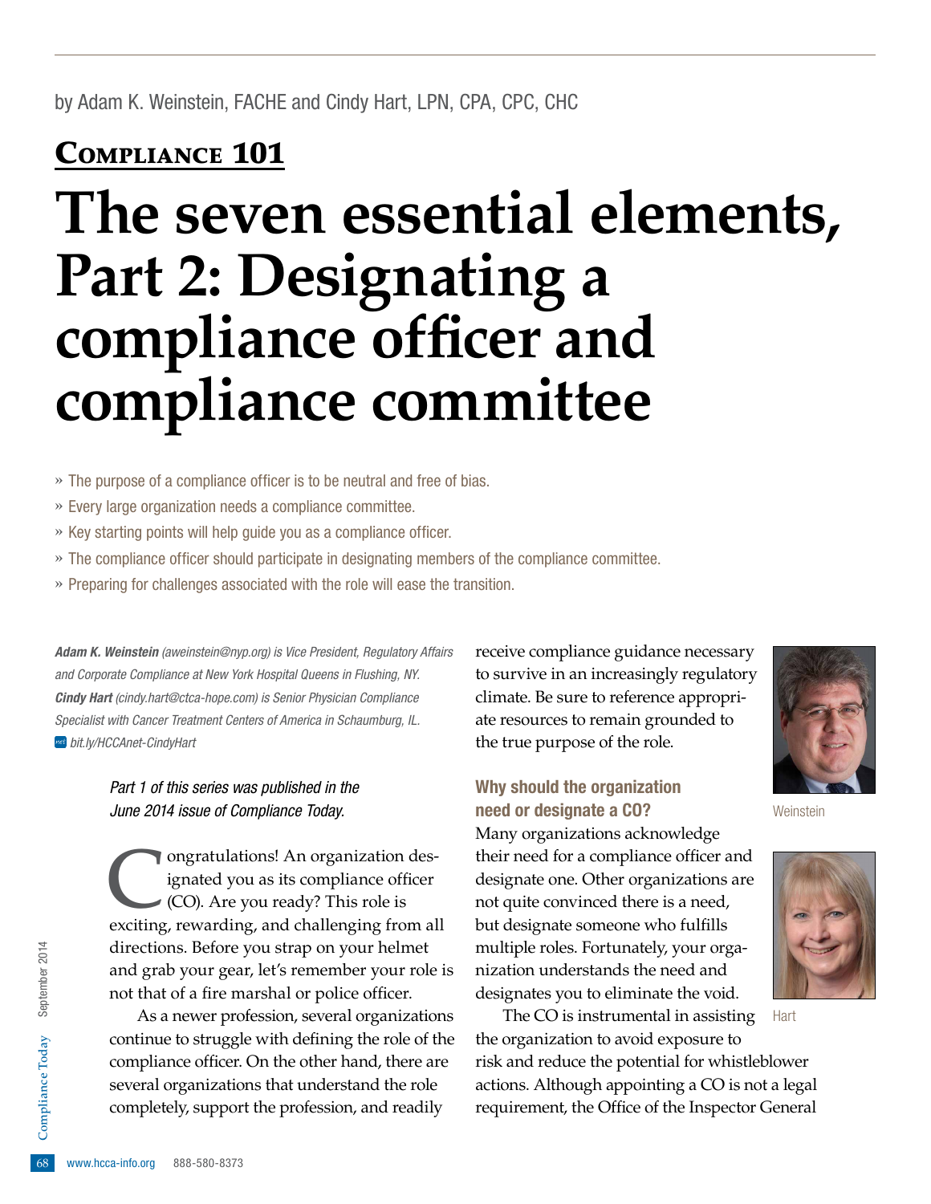by Adam K. Weinstein, FACHE and Cindy Hart, LPN, CPA, CPC, CHC

## Compliance 101

# The seven essential elements, Part 2: Designating a compliance officer and compliance committee

» The purpose of a compliance officer is to be neutral and free of bias.

» Every large organization needs a compliance committee.

» Key starting points will help guide you as a compliance officer.

» The compliance officer should participate in designating members of the compliance committee.

» Preparing for challenges associated with the role will ease the transition.

***Adam K. Weinstein** (aweinstein@nyp.org) is Vice President, Regulatory Affairs and Corporate Compliance at New York Hospital Queens in Flushing, NY.*
***Cindy Hart** (cindy.hart@ctca-hope.com) is Senior Physician Compliance Specialist with Cancer Treatment Centers of America in Schaumburg, IL.*
*bit.ly/HCCAnet-CindyHart*

*Part 1 of this series was published in the June 2014 issue of Compliance Today.*

Congratulations! An organization designated you as its compliance officer (CO). Are you ready? This role is exciting, rewarding, and challenging from all directions. Before you strap on your helmet and grab your gear, let's remember your role is not that of a fire marshal or police officer.

As a newer profession, several organizations continue to struggle with defining the role of the compliance officer. On the other hand, there are several organizations that understand the role completely, support the profession, and readily receive compliance guidance necessary to survive in an increasingly regulatory climate. Be sure to reference appropriate resources to remain grounded to the true purpose of the role.

Weinstein

Hart

### Why should the organization need or designate a CO?

Many organizations acknowledge their need for a compliance officer and designate one. Other organizations are not quite convinced there is a need, but designate someone who fulfills multiple roles. Fortunately, your organization understands the need and designates you to eliminate the void.

The CO is instrumental in assisting the organization to avoid exposure to risk and reduce the potential for whistleblower actions. Although appointing a CO is not a legal requirement, the Office of the Inspector General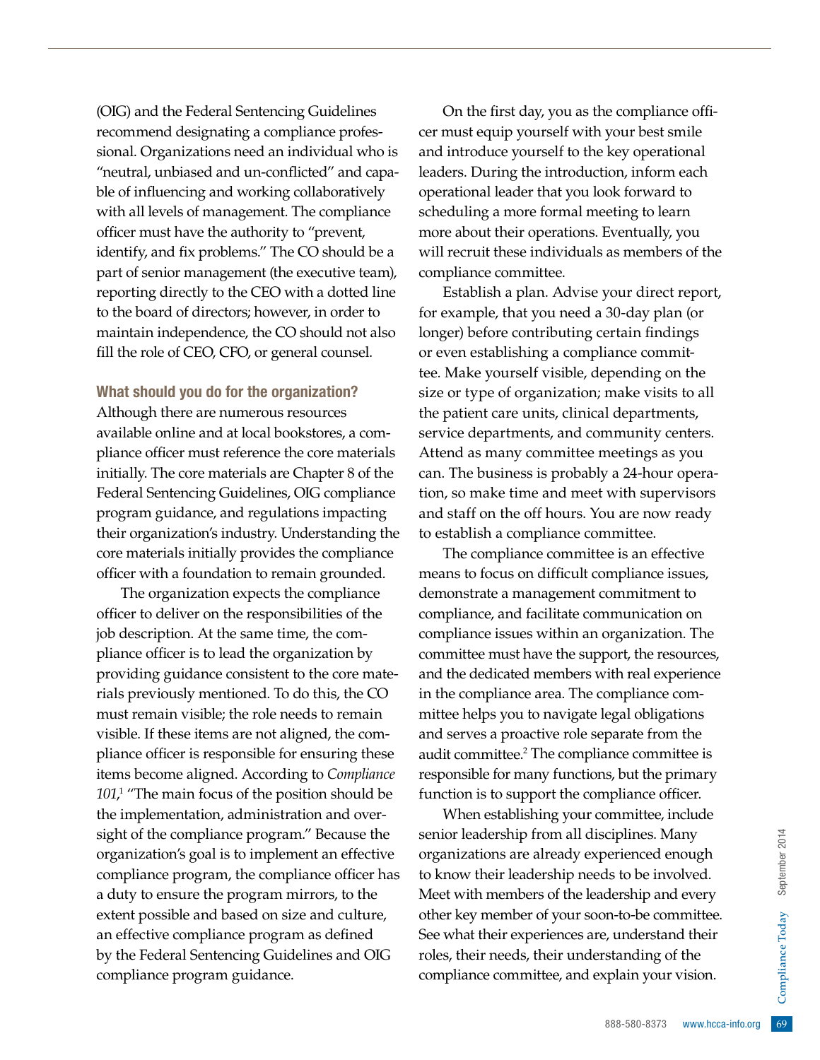(OIG) and the Federal Sentencing Guidelines recommend designating a compliance professional. Organizations need an individual who is "neutral, unbiased and un-conflicted" and capable of influencing and working collaboratively with all levels of management. The compliance officer must have the authority to "prevent, identify, and fix problems." The CO should be a part of senior management (the executive team), reporting directly to the CEO with a dotted line to the board of directors; however, in order to maintain independence, the CO should not also fill the role of CEO, CFO, or general counsel.

### What should you do for the organization?

Although there are numerous resources available online and at local bookstores, a compliance officer must reference the core materials initially. The core materials are Chapter 8 of the Federal Sentencing Guidelines, OIG compliance program guidance, and regulations impacting their organization's industry. Understanding the core materials initially provides the compliance officer with a foundation to remain grounded.

The organization expects the compliance officer to deliver on the responsibilities of the job description. At the same time, the compliance officer is to lead the organization by providing guidance consistent to the core materials previously mentioned. To do this, the CO must remain visible; the role needs to remain visible. If these items are not aligned, the compliance officer is responsible for ensuring these items become aligned. According to *Compliance 101*,[1] "The main focus of the position should be the implementation, administration and oversight of the compliance program." Because the organization's goal is to implement an effective compliance program, the compliance officer has a duty to ensure the program mirrors, to the extent possible and based on size and culture, an effective compliance program as defined by the Federal Sentencing Guidelines and OIG compliance program guidance.

On the first day, you as the compliance officer must equip yourself with your best smile and introduce yourself to the key operational leaders. During the introduction, inform each operational leader that you look forward to scheduling a more formal meeting to learn more about their operations. Eventually, you will recruit these individuals as members of the compliance committee.

Establish a plan. Advise your direct report, for example, that you need a 30-day plan (or longer) before contributing certain findings or even establishing a compliance committee. Make yourself visible, depending on the size or type of organization; make visits to all the patient care units, clinical departments, service departments, and community centers. Attend as many committee meetings as you can. The business is probably a 24-hour operation, so make time and meet with supervisors and staff on the off hours. You are now ready to establish a compliance committee.

The compliance committee is an effective means to focus on difficult compliance issues, demonstrate a management commitment to compliance, and facilitate communication on compliance issues within an organization. The committee must have the support, the resources, and the dedicated members with real experience in the compliance area. The compliance committee helps you to navigate legal obligations and serves a proactive role separate from the audit committee.[2] The compliance committee is responsible for many functions, but the primary function is to support the compliance officer.

When establishing your committee, include senior leadership from all disciplines. Many organizations are already experienced enough to know their leadership needs to be involved. Meet with members of the leadership and every other key member of your soon-to-be committee. See what their experiences are, understand their roles, their needs, their understanding of the compliance committee, and explain your vision.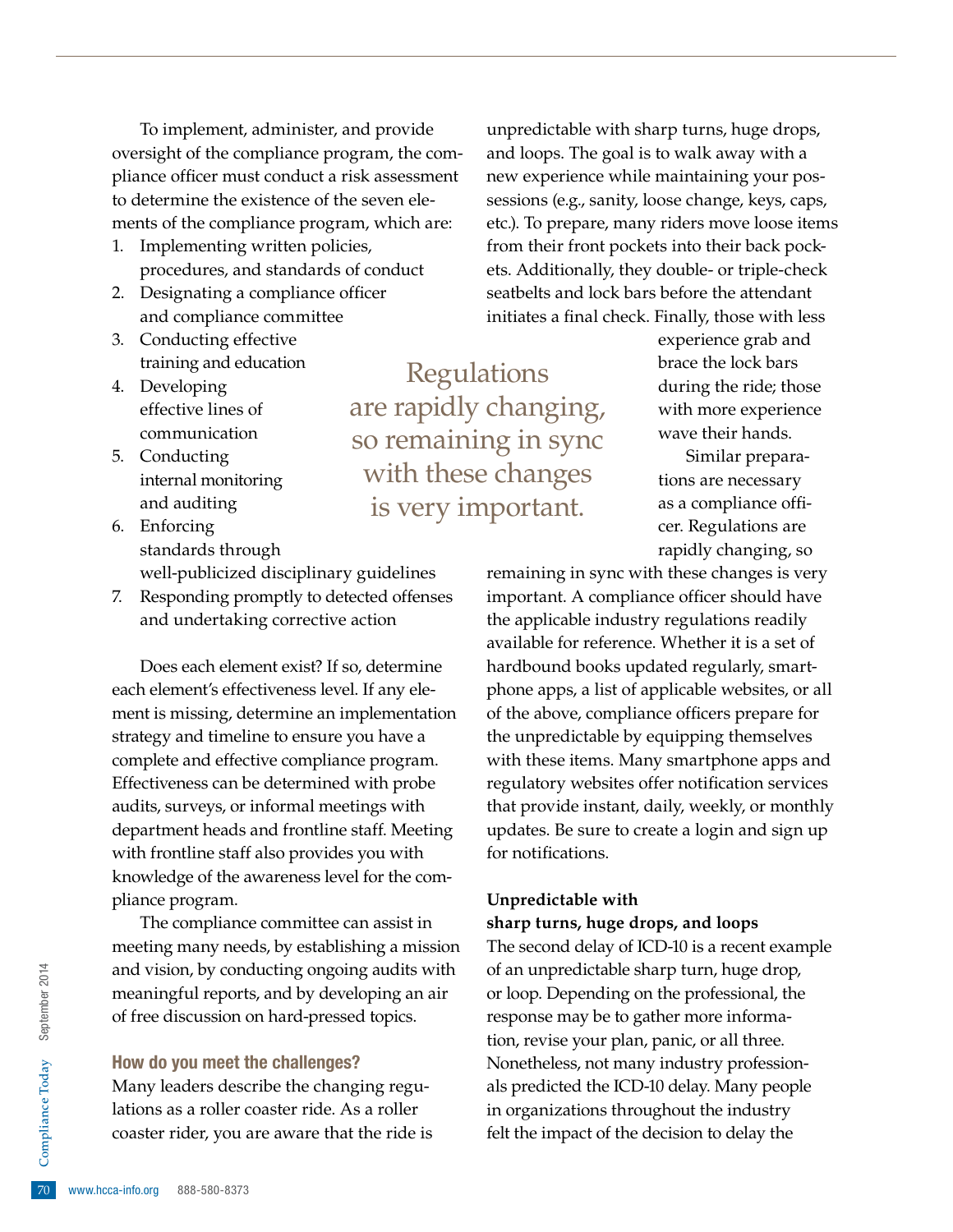To implement, administer, and provide oversight of the compliance program, the compliance officer must conduct a risk assessment to determine the existence of the seven elements of the compliance program, which are:

1. Implementing written policies, procedures, and standards of conduct
2. Designating a compliance officer and compliance committee
3. Conducting effective training and education
4. Developing effective lines of communication
5. Conducting internal monitoring and auditing
6. Enforcing standards through well-publicized disciplinary guidelines
7. Responding promptly to detected offenses and undertaking corrective action

Does each element exist? If so, determine each element's effectiveness level. If any element is missing, determine an implementation strategy and timeline to ensure you have a complete and effective compliance program. Effectiveness can be determined with probe audits, surveys, or informal meetings with department heads and frontline staff. Meeting with frontline staff also provides you with knowledge of the awareness level for the compliance program.

The compliance committee can assist in meeting many needs, by establishing a mission and vision, by conducting ongoing audits with meaningful reports, and by developing an air of free discussion on hard-pressed topics.

## How do you meet the challenges?

Many leaders describe the changing regulations as a roller coaster ride. As a roller coaster rider, you are aware that the ride is unpredictable with sharp turns, huge drops, and loops. The goal is to walk away with a new experience while maintaining your possessions (e.g., sanity, loose change, keys, caps, etc.). To prepare, many riders move loose items from their front pockets into their back pockets. Additionally, they double- or triple-check seatbelts and lock bars before the attendant initiates a final check. Finally, those with less experience grab and brace the lock bars during the ride; those with more experience wave their hands.

> Regulations are rapidly changing, so remaining in sync with these changes is very important.

Similar preparations are necessary as a compliance officer. Regulations are rapidly changing, so remaining in sync with these changes is very important. A compliance officer should have the applicable industry regulations readily available for reference. Whether it is a set of hardbound books updated regularly, smartphone apps, a list of applicable websites, or all of the above, compliance officers prepare for the unpredictable by equipping themselves with these items. Many smartphone apps and regulatory websites offer notification services that provide instant, daily, weekly, or monthly updates. Be sure to create a login and sign up for notifications.

### Unpredictable with sharp turns, huge drops, and loops

The second delay of ICD-10 is a recent example of an unpredictable sharp turn, huge drop, or loop. Depending on the professional, the response may be to gather more information, revise your plan, panic, or all three. Nonetheless, not many industry professionals predicted the ICD-10 delay. Many people in organizations throughout the industry felt the impact of the decision to delay the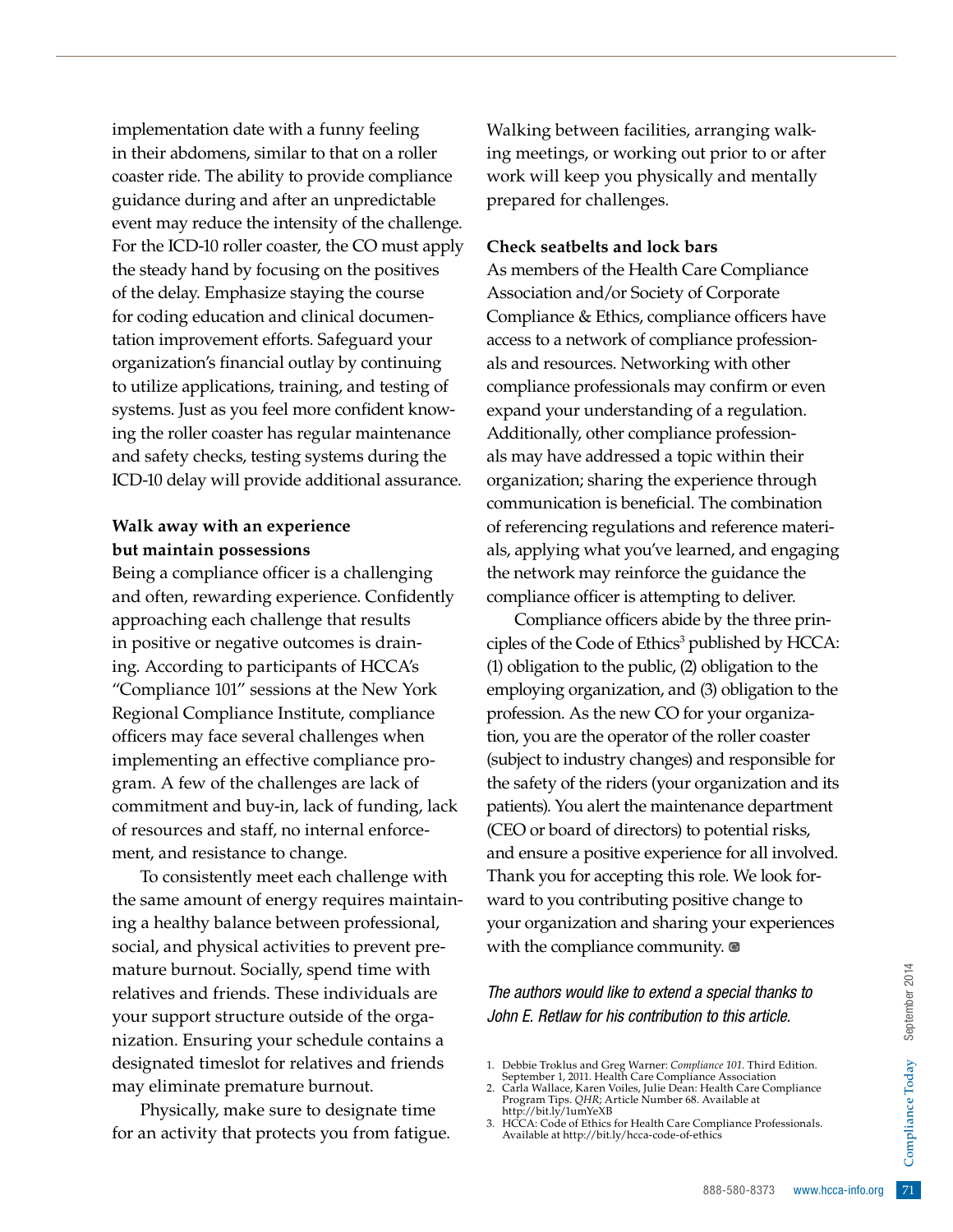implementation date with a funny feeling in their abdomens, similar to that on a roller coaster ride. The ability to provide compliance guidance during and after an unpredictable event may reduce the intensity of the challenge. For the ICD-10 roller coaster, the CO must apply the steady hand by focusing on the positives of the delay. Emphasize staying the course for coding education and clinical documentation improvement efforts. Safeguard your organization's financial outlay by continuing to utilize applications, training, and testing of systems. Just as you feel more confident knowing the roller coaster has regular maintenance and safety checks, testing systems during the ICD-10 delay will provide additional assurance.

### Walk away with an experience but maintain possessions

Being a compliance officer is a challenging and often, rewarding experience. Confidently approaching each challenge that results in positive or negative outcomes is draining. According to participants of HCCA's "Compliance 101" sessions at the New York Regional Compliance Institute, compliance officers may face several challenges when implementing an effective compliance program. A few of the challenges are lack of commitment and buy-in, lack of funding, lack of resources and staff, no internal enforcement, and resistance to change.

To consistently meet each challenge with the same amount of energy requires maintaining a healthy balance between professional, social, and physical activities to prevent premature burnout. Socially, spend time with relatives and friends. These individuals are your support structure outside of the organization. Ensuring your schedule contains a designated timeslot for relatives and friends may eliminate premature burnout.

Physically, make sure to designate time for an activity that protects you from fatigue. Walking between facilities, arranging walking meetings, or working out prior to or after work will keep you physically and mentally prepared for challenges.

### Check seatbelts and lock bars

As members of the Health Care Compliance Association and/or Society of Corporate Compliance & Ethics, compliance officers have access to a network of compliance professionals and resources. Networking with other compliance professionals may confirm or even expand your understanding of a regulation. Additionally, other compliance professionals may have addressed a topic within their organization; sharing the experience through communication is beneficial. The combination of referencing regulations and reference materials, applying what you've learned, and engaging the network may reinforce the guidance the compliance officer is attempting to deliver.

Compliance officers abide by the three principles of the Code of Ethics[3] published by HCCA: (1) obligation to the public, (2) obligation to the employing organization, and (3) obligation to the profession. As the new CO for your organization, you are the operator of the roller coaster (subject to industry changes) and responsible for the safety of the riders (your organization and its patients). You alert the maintenance department (CEO or board of directors) to potential risks, and ensure a positive experience for all involved. Thank you for accepting this role. We look forward to you contributing positive change to your organization and sharing your experiences with the compliance community.

*The authors would like to extend a special thanks to John E. Retlaw for his contribution to this article.*

1. Debbie Troklus and Greg Warner: *Compliance 101*. Third Edition. September 1, 2011. Health Care Compliance Association
2. Carla Wallace, Karen Voiles, Julie Dean: Health Care Compliance Program Tips. *QHR*; Article Number 68. Available at http://bit.ly/1umYeXB
3. HCCA: Code of Ethics for Health Care Compliance Professionals. Available at http://bit.ly/hcca-code-of-ethics